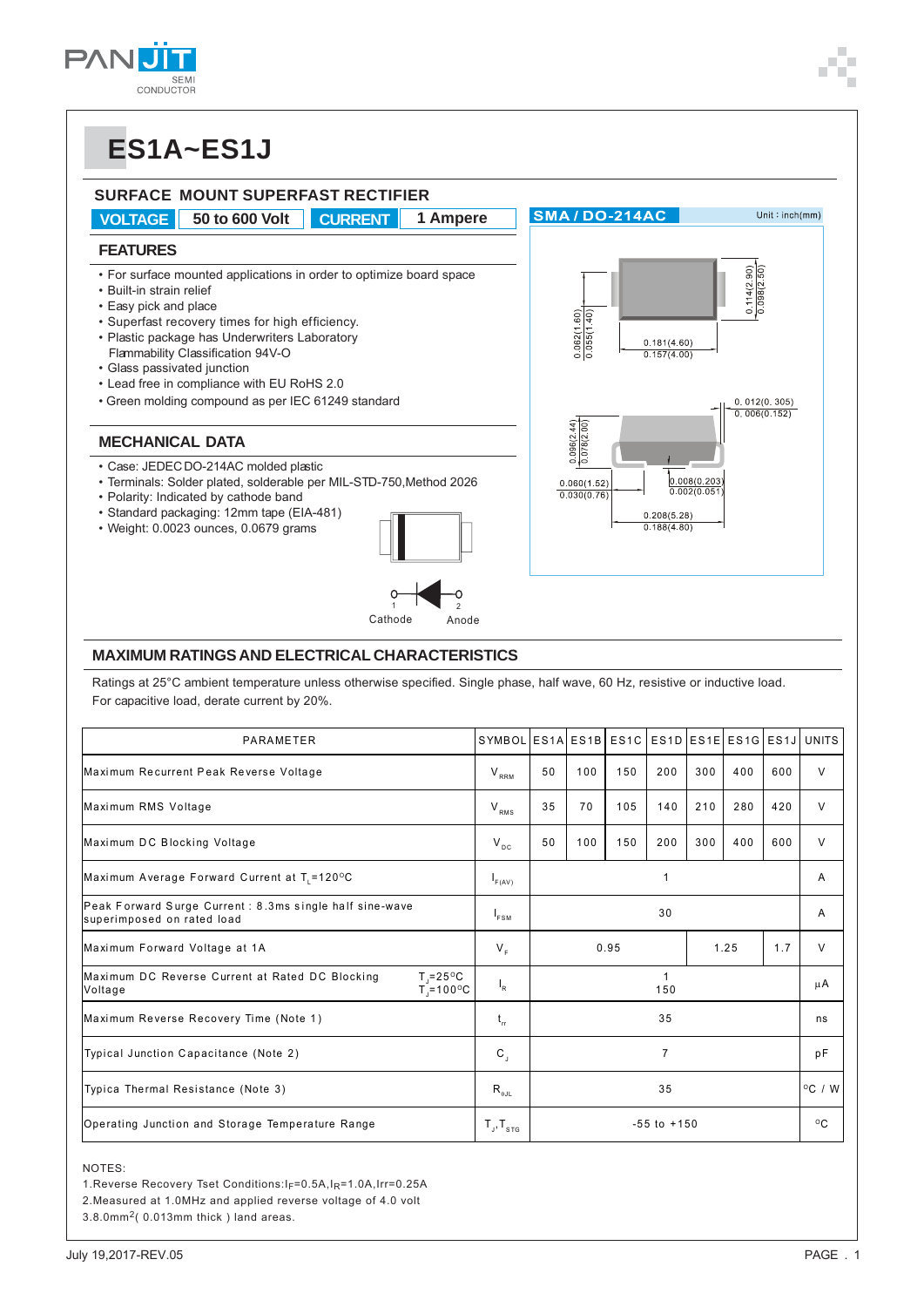# ES1A~ES1J

## SURFACE MOUNT SUPERFAST RECTIFIER

**VOLTAGE** 50 to 600 Volt **CURRENT** 1 Ampere

SMA / DO-214AC — Unit : inch(mm)

### FEATURES

- For surface mounted applications in order to optimize board space
- Built-in strain relief
- Easy pick and place
- Superfast recovery times for high efficiency.
- Plastic package has Underwriters Laboratory Flammability Classification 94V-O
- Glass passivated junction
- Lead free in compliance with EU RoHS 2.0
- Green molding compound as per IEC 61249 standard

### MECHANICAL DATA

- Case: JEDEC DO-214AC molded plastic
- Terminals: Solder plated, solderable per MIL-STD-750,Method 2026
- Polarity: Indicated by cathode band
- Standard packaging: 12mm tape (EIA-481)
- Weight: 0.0023 ounces, 0.0679 grams

0.114(2.90) / 0.098(2.50)
0.062(1.60) / 0.055(1.40)
0.181(4.60) / 0.157(4.00)
0.012(0.305) / 0.006(0.152)
0.096(2.44) / 0.078(2.00)
0.060(1.52) / 0.030(0.76)
0.008(0.203) / 0.002(0.051)
0.208(5.28) / 0.188(4.80)

1 Cathode — 2 Anode

## MAXIMUM RATINGS AND ELECTRICAL CHARACTERISTICS

Ratings at 25°C ambient temperature unless otherwise specified. Single phase, half wave, 60 Hz, resistive or inductive load.
For capacitive load, derate current by 20%.

| PARAMETER | SYMBOL | ES1A | ES1B | ES1C | ES1D | ES1E | ES1G | ES1J | UNITS |
|---|---|---|---|---|---|---|---|---|---|
| Maximum Recurrent Peak Reverse Voltage | $V_{RRM}$ | 50 | 100 | 150 | 200 | 300 | 400 | 600 | V |
| Maximum RMS Voltage | $V_{RMS}$ | 35 | 70 | 105 | 140 | 210 | 280 | 420 | V |
| Maximum DC Blocking Voltage | $V_{DC}$ | 50 | 100 | 150 | 200 | 300 | 400 | 600 | V |
| Maximum Average Forward Current at $T_L$=120°C | $I_{F(AV)}$ | 1 | | | | | | | A |
| Peak Forward Surge Current : 8.3ms single half sine-wave superimposed on rated load | $I_{FSM}$ | 30 | | | | | | | A |
| Maximum Forward Voltage at 1A | $V_F$ | 0.95 | | | | 1.25 | | 1.7 | V |
| Maximum DC Reverse Current at Rated DC Blocking Voltage $T_J$=25°C / $T_J$=100°C | $I_R$ | 1 / 150 | | | | | | | μA |
| Maximum Reverse Recovery Time (Note 1) | $t_{rr}$ | 35 | | | | | | | ns |
| Typical Junction Capacitance (Note 2) | $C_J$ | 7 | | | | | | | pF |
| Typica Thermal Resistance (Note 3) | $R_{\theta JL}$ | 35 | | | | | | | °C / W |
| Operating Junction and Storage Temperature Range | $T_J$, $T_{STG}$ | -55 to +150 | | | | | | | °C |

NOTES:
1. Reverse Recovery Tset Conditions: $I_F$=0.5A, $I_R$=1.0A, Irr=0.25A
2. Measured at 1.0MHz and applied reverse voltage of 4.0 volt
3. 8.0mm$^2$( 0.013mm thick ) land areas.

July 19,2017-REV.05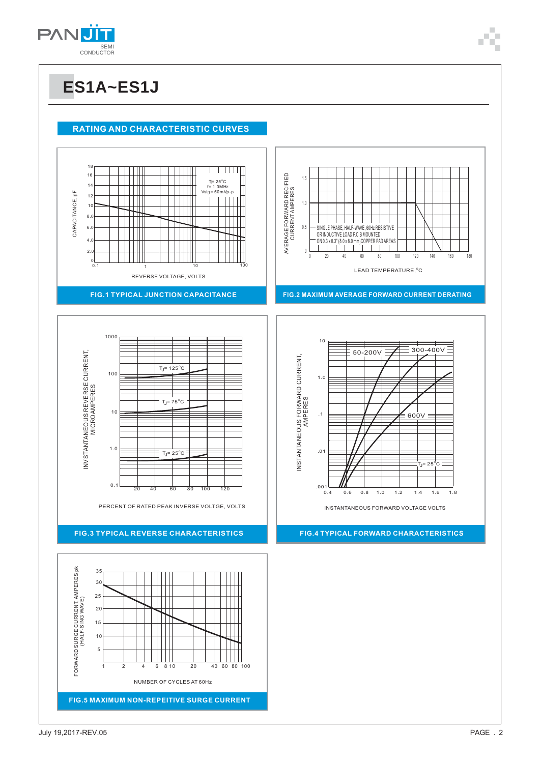# ES1A~ES1J

## RATING AND CHARACTERISTIC CURVES

CAPACITANCE, pF

18 16 14 12 10 8.0 6.0 4.0 2.0 0

0.1 1 10 100

Tj = 25°C
f = 1.0MHz
Vsig = 50mVp-p

REVERSE VOLTAGE, VOLTS

FIG.1 TYPICAL JUNCTION CAPACITANCE

AVERAGE FORWARD RECIFIED CURRENT AMPERES

1.5 1.0 0.5 0

0 20 40 60 80 100 120 140 160 180

SINGLE PHASE, HALF-WAVE, 60Hz RESISTIVE OR INDUCTIVE LOAD P.C.B MOUNTED ON 0.3 x 0.3" (8.0 x 8.0 mm) COPPER PAD AREAS

LEAD TEMPERATURE, °C

FIG.2 MAXIMUM AVERAGE FORWARD CURRENT DERATING

INVSTANTANEOUS REVERSE CURRENT, MICROAMPERES

1000 100 10 1.0 0.1

20 40 60 80 100 120

$T_J$ = 125°C

$T_J$ = 75°C

$T_J$ = 25°C

PERCENT OF RATED PEAK INVERSE VOLTGE, VOLTS

FIG.3 TYPICAL REVERSE CHARACTERISTICS

INSTANTANEOUS FORWARD CURRENT, AMPERES

10 1.0 .1 .01 .001

0.4 0.6 0.8 1.0 1.2 1.4 1.6 1.8

50-200V

300-400V

600V

$T_J$ = 25°C

INSTANTANEOUS FORWARD VOLTAGE VOLTS

FIG.4 TYPICAL FORWARD CHARACTERISTICS

FORWARD SURGE CURRENT, AMPERES pk (HALF-SING WAVE)

35 30 25 20 15 10 5

1 2 4 6 8 10 20 40 60 80 100

NUMBER OF CYCLES AT 60Hz

FIG.5 MAXIMUM NON-REPEITIVE SURGE CURRENT

July 19,2017-REV.05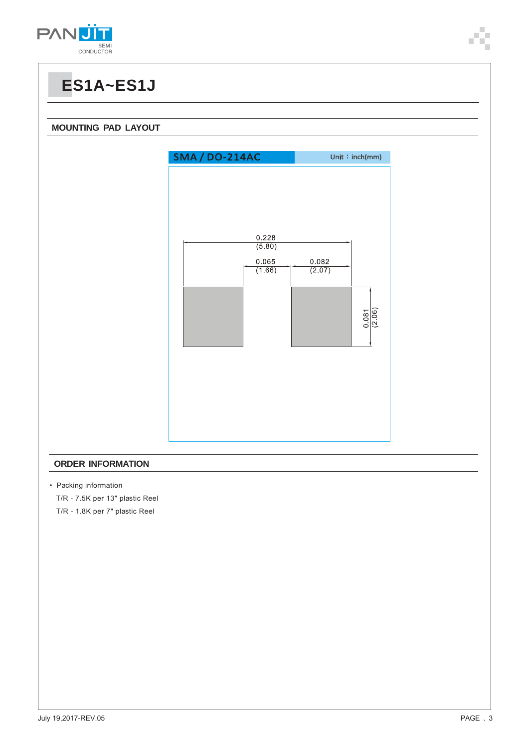# ES1A~ES1J

## MOUNTING PAD LAYOUT

SMA / DO-214AC

Unit：inch(mm)

0.228
(5.80)

0.065
(1.66)

0.082
(2.07)

0.081
(2.06)

## ORDER INFORMATION

- Packing information

  T/R - 7.5K per 13" plastic Reel

  T/R - 1.8K per 7" plastic Reel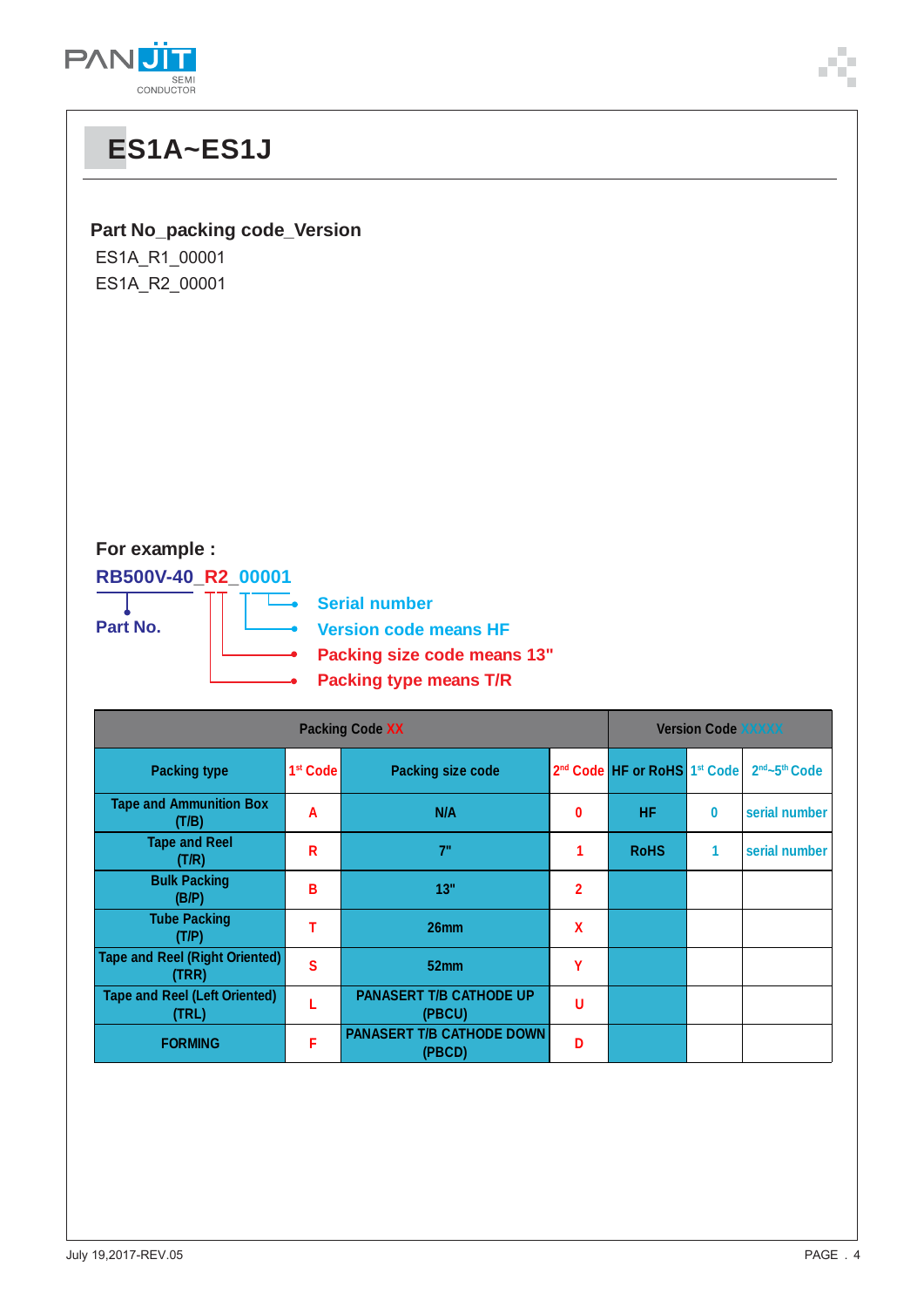# ES1A~ES1J

**Part No_packing code_Version**

ES1A_R1_00001
ES1A_R2_00001

**For example :**

**RB500V-40_R2_00001**

- **Part No.**
- **Serial number**
- **Version code means HF**
- **Packing size code means 13"**
- **Packing type means T/R**

| Packing Code XX | | | | Version Code XXXXX | | |
|---|---|---|---|---|---|---|
| Packing type | 1st Code | Packing size code | 2nd Code | HF or RoHS | 1st Code | 2nd~5th Code |
| Tape and Ammunition Box (T/B) | A | N/A | 0 | HF | 0 | serial number |
| Tape and Reel (T/R) | R | 7" | 1 | RoHS | 1 | serial number |
| Bulk Packing (B/P) | B | 13" | 2 | | | |
| Tube Packing (T/P) | T | 26mm | X | | | |
| Tape and Reel (Right Oriented) (TRR) | S | 52mm | Y | | | |
| Tape and Reel (Left Oriented) (TRL) | L | PANASERT T/B CATHODE UP (PBCU) | U | | | |
| FORMING | F | PANASERT T/B CATHODE DOWN (PBCD) | D | | | |

July 19,2017-REV.05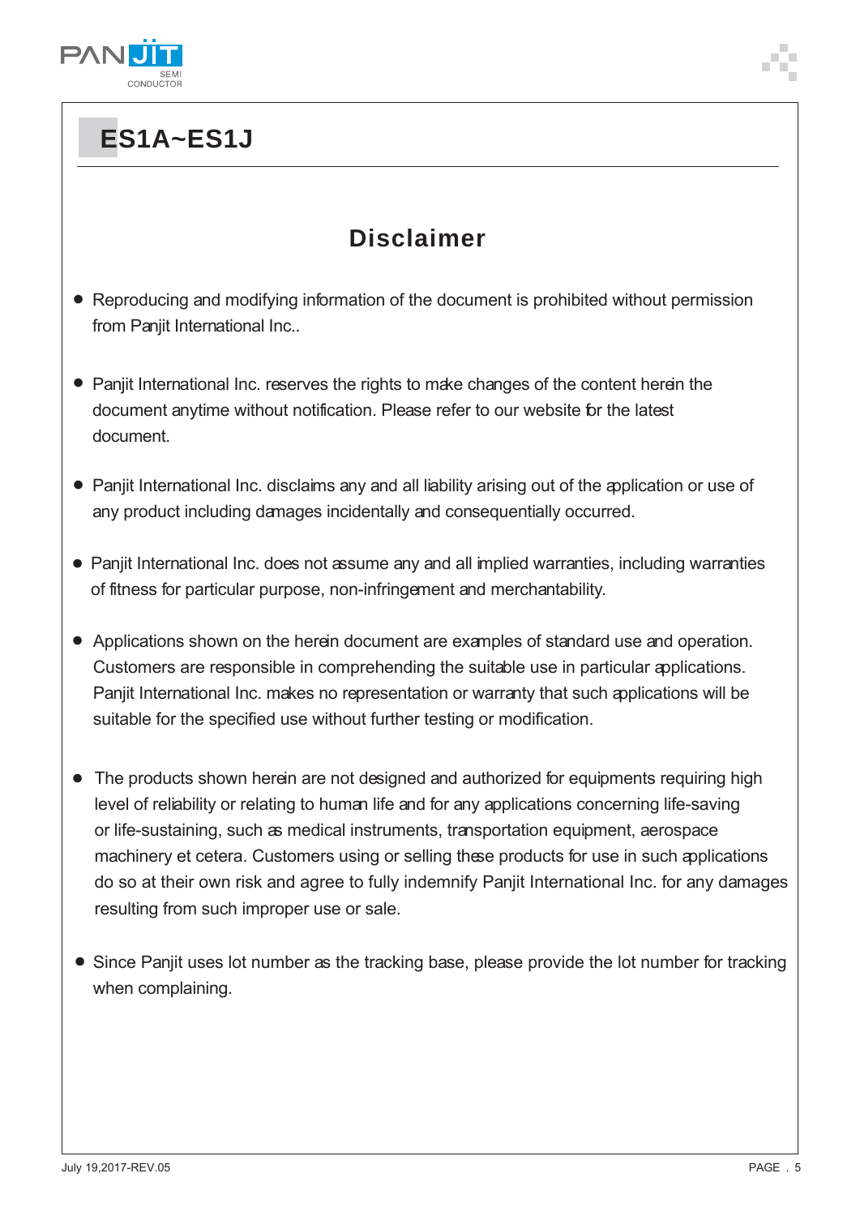# ES1A~ES1J

## Disclaimer

- Reproducing and modifying information of the document is prohibited without permission from Panjit International Inc..

- Panjit International Inc. reserves the rights to make changes of the content herein the document anytime without notification. Please refer to our website for the latest document.

- Panjit International Inc. disclaims any and all liability arising out of the application or use of any product including damages incidentally and consequentially occurred.

- Panjit International Inc. does not assume any and all implied warranties, including warranties of fitness for particular purpose, non-infringement and merchantability.

- Applications shown on the herein document are examples of standard use and operation. Customers are responsible in comprehending the suitable use in particular applications. Panjit International Inc. makes no representation or warranty that such applications will be suitable for the specified use without further testing or modification.

- The products shown herein are not designed and authorized for equipments requiring high level of reliability or relating to human life and for any applications concerning life-saving or life-sustaining, such as medical instruments, transportation equipment, aerospace machinery et cetera. Customers using or selling these products for use in such applications do so at their own risk and agree to fully indemnify Panjit International Inc. for any damages resulting from such improper use or sale.

- Since Panjit uses lot number as the tracking base, please provide the lot number for tracking when complaining.